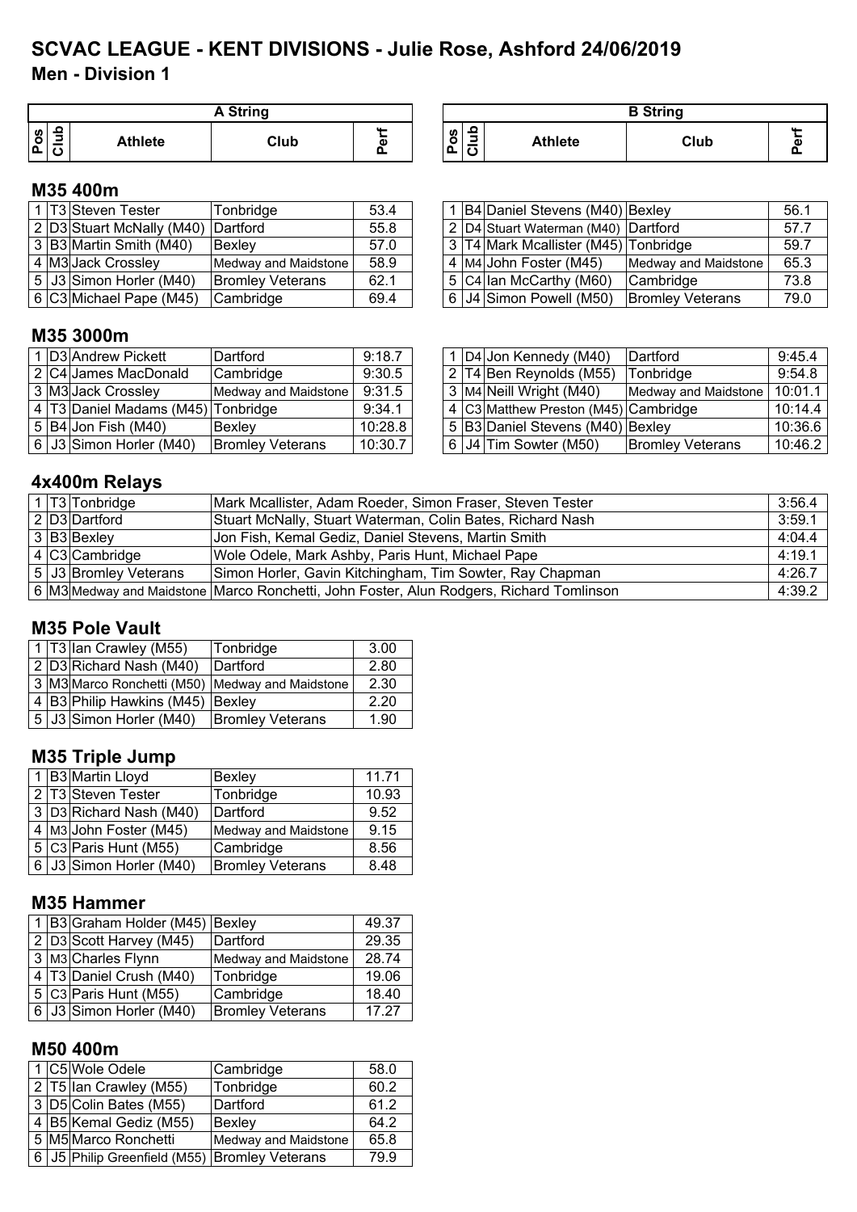# SCVAC LEAGUE - KENT DIVISIONS - Julie Rose, Ashford 24/06/2019

## Men - Division 1

### M35 400m

| A String | | | | | B String | | | | |
|---|---|---|---|---|---|---|---|---|---|
| Pos | Club | Athlete | Club | Perf | Pos | Club | Athlete | Club | Perf |
| 1 | T3 | Steven Tester | Tonbridge | 53.4 | 1 | B4 | Daniel Stevens (M40) | Bexley | 56.1 |
| 2 | D3 | Stuart McNally (M40) | Dartford | 55.8 | 2 | D4 | Stuart Waterman (M40) | Dartford | 57.7 |
| 3 | B3 | Martin Smith (M40) | Bexley | 57.0 | 3 | T4 | Mark Mcallister (M45) | Tonbridge | 59.7 |
| 4 | M3 | Jack Crossley | Medway and Maidstone | 58.9 | 4 | M4 | John Foster (M45) | Medway and Maidstone | 65.3 |
| 5 | J3 | Simon Horler (M40) | Bromley Veterans | 62.1 | 5 | C4 | Ian McCarthy (M60) | Cambridge | 73.8 |
| 6 | C3 | Michael Pape (M45) | Cambridge | 69.4 | 6 | J4 | Simon Powell (M50) | Bromley Veterans | 79.0 |

### M35 3000m

| A String | | | | | B String | | | | |
|---|---|---|---|---|---|---|---|---|---|
| Pos | Club | Athlete | Club | Perf | Pos | Club | Athlete | Club | Perf |
| 1 | D3 | Andrew Pickett | Dartford | 9:18.7 | 1 | D4 | Jon Kennedy (M40) | Dartford | 9:45.4 |
| 2 | C4 | James MacDonald | Cambridge | 9:30.5 | 2 | T4 | Ben Reynolds (M55) | Tonbridge | 9:54.8 |
| 3 | M3 | Jack Crossley | Medway and Maidstone | 9:31.5 | 3 | M4 | Neill Wright (M40) | Medway and Maidstone | 10:01.1 |
| 4 | T3 | Daniel Madams (M45) | Tonbridge | 9:34.1 | 4 | C3 | Matthew Preston (M45) | Cambridge | 10:14.4 |
| 5 | B4 | Jon Fish (M40) | Bexley | 10:28.8 | 5 | B3 | Daniel Stevens (M40) | Bexley | 10:36.6 |
| 6 | J3 | Simon Horler (M40) | Bromley Veterans | 10:30.7 | 6 | J4 | Tim Sowter (M50) | Bromley Veterans | 10:46.2 |

### 4x400m Relays

| Pos | Club | Team | Athletes | Perf |
|---|---|---|---|---|
| 1 | T3 | Tonbridge | Mark Mcallister, Adam Roeder, Simon Fraser, Steven Tester | 3:56.4 |
| 2 | D3 | Dartford | Stuart McNally, Stuart Waterman, Colin Bates, Richard Nash | 3:59.1 |
| 3 | B3 | Bexley | Jon Fish, Kemal Gediz, Daniel Stevens, Martin Smith | 4:04.4 |
| 4 | C3 | Cambridge | Wole Odele, Mark Ashby, Paris Hunt, Michael Pape | 4:19.1 |
| 5 | J3 | Bromley Veterans | Simon Horler, Gavin Kitchingham, Tim Sowter, Ray Chapman | 4:26.7 |
| 6 | M3 | Medway and Maidstone | Marco Ronchetti, John Foster, Alun Rodgers, Richard Tomlinson | 4:39.2 |

### M35 Pole Vault

| Pos | Club | Athlete | Club | Perf |
|---|---|---|---|---|
| 1 | T3 | Ian Crawley (M55) | Tonbridge | 3.00 |
| 2 | D3 | Richard Nash (M40) | Dartford | 2.80 |
| 3 | M3 | Marco Ronchetti (M50) | Medway and Maidstone | 2.30 |
| 4 | B3 | Philip Hawkins (M45) | Bexley | 2.20 |
| 5 | J3 | Simon Horler (M40) | Bromley Veterans | 1.90 |

### M35 Triple Jump

| Pos | Club | Athlete | Club | Perf |
|---|---|---|---|---|
| 1 | B3 | Martin Lloyd | Bexley | 11.71 |
| 2 | T3 | Steven Tester | Tonbridge | 10.93 |
| 3 | D3 | Richard Nash (M40) | Dartford | 9.52 |
| 4 | M3 | John Foster (M45) | Medway and Maidstone | 9.15 |
| 5 | C3 | Paris Hunt (M55) | Cambridge | 8.56 |
| 6 | J3 | Simon Horler (M40) | Bromley Veterans | 8.48 |

### M35 Hammer

| Pos | Club | Athlete | Club | Perf |
|---|---|---|---|---|
| 1 | B3 | Graham Holder (M45) | Bexley | 49.37 |
| 2 | D3 | Scott Harvey (M45) | Dartford | 29.35 |
| 3 | M3 | Charles Flynn | Medway and Maidstone | 28.74 |
| 4 | T3 | Daniel Crush (M40) | Tonbridge | 19.06 |
| 5 | C3 | Paris Hunt (M55) | Cambridge | 18.40 |
| 6 | J3 | Simon Horler (M40) | Bromley Veterans | 17.27 |

### M50 400m

| Pos | Club | Athlete | Club | Perf |
|---|---|---|---|---|
| 1 | C5 | Wole Odele | Cambridge | 58.0 |
| 2 | T5 | Ian Crawley (M55) | Tonbridge | 60.2 |
| 3 | D5 | Colin Bates (M55) | Dartford | 61.2 |
| 4 | B5 | Kemal Gediz (M55) | Bexley | 64.2 |
| 5 | M5 | Marco Ronchetti | Medway and Maidstone | 65.8 |
| 6 | J5 | Philip Greenfield (M55) | Bromley Veterans | 79.9 |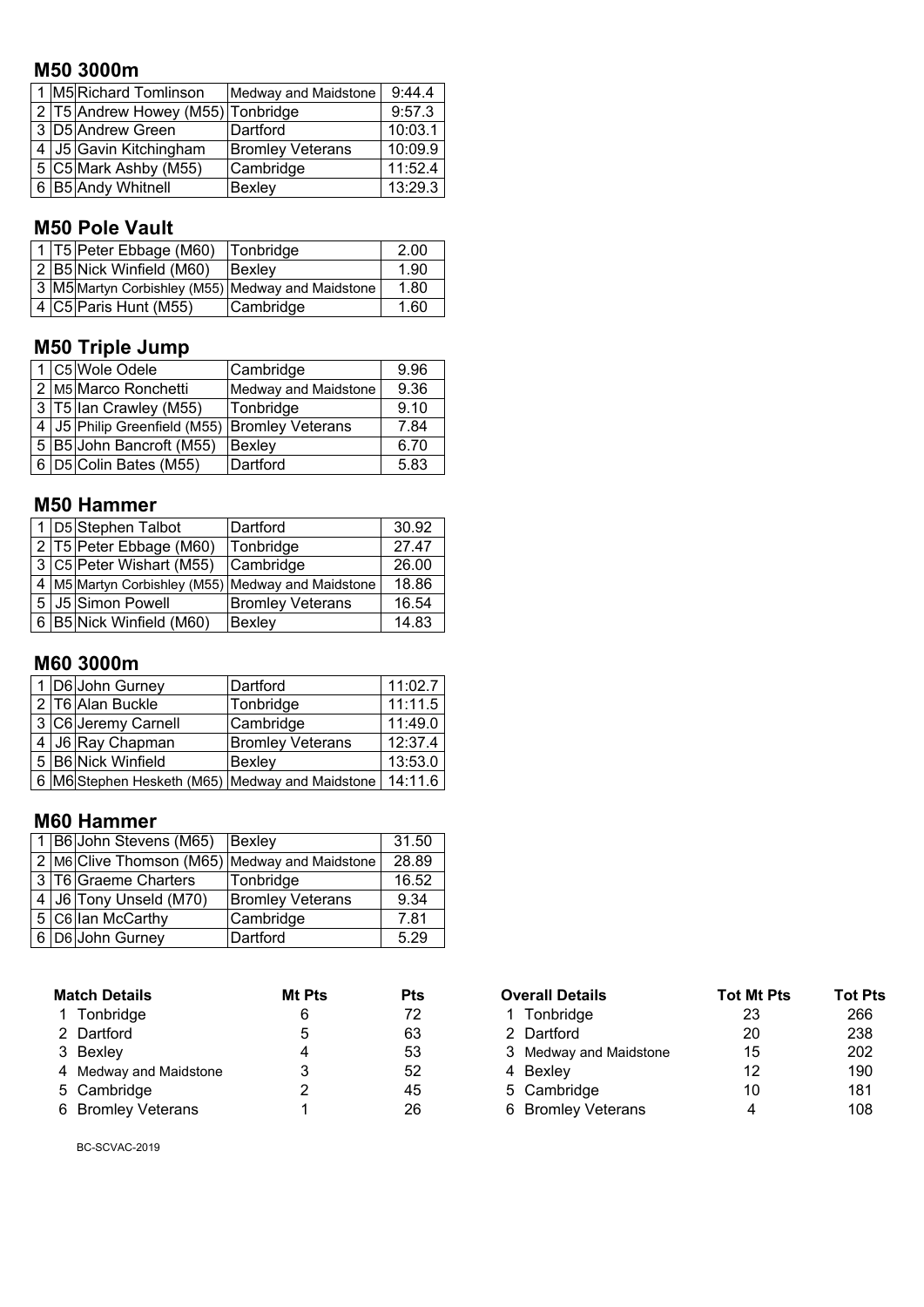## M50 3000m

| | | | | |
|---|---|---|---|---|
| 1 | M5 | Richard Tomlinson | Medway and Maidstone | 9:44.4 |
| 2 | T5 | Andrew Howey (M55) | Tonbridge | 9:57.3 |
| 3 | D5 | Andrew Green | Dartford | 10:03.1 |
| 4 | J5 | Gavin Kitchingham | Bromley Veterans | 10:09.9 |
| 5 | C5 | Mark Ashby (M55) | Cambridge | 11:52.4 |
| 6 | B5 | Andy Whitnell | Bexley | 13:29.3 |

## M50 Pole Vault

| | | | | |
|---|---|---|---|---|
| 1 | T5 | Peter Ebbage (M60) | Tonbridge | 2.00 |
| 2 | B5 | Nick Winfield (M60) | Bexley | 1.90 |
| 3 | M5 | Martyn Corbishley (M55) | Medway and Maidstone | 1.80 |
| 4 | C5 | Paris Hunt (M55) | Cambridge | 1.60 |

## M50 Triple Jump

| | | | | |
|---|---|---|---|---|
| 1 | C5 | Wole Odele | Cambridge | 9.96 |
| 2 | M5 | Marco Ronchetti | Medway and Maidstone | 9.36 |
| 3 | T5 | Ian Crawley (M55) | Tonbridge | 9.10 |
| 4 | J5 | Philip Greenfield (M55) | Bromley Veterans | 7.84 |
| 5 | B5 | John Bancroft (M55) | Bexley | 6.70 |
| 6 | D5 | Colin Bates (M55) | Dartford | 5.83 |

## M50 Hammer

| | | | | |
|---|---|---|---|---|
| 1 | D5 | Stephen Talbot | Dartford | 30.92 |
| 2 | T5 | Peter Ebbage (M60) | Tonbridge | 27.47 |
| 3 | C5 | Peter Wishart (M55) | Cambridge | 26.00 |
| 4 | M5 | Martyn Corbishley (M55) | Medway and Maidstone | 18.86 |
| 5 | J5 | Simon Powell | Bromley Veterans | 16.54 |
| 6 | B5 | Nick Winfield (M60) | Bexley | 14.83 |

## M60 3000m

| | | | | |
|---|---|---|---|---|
| 1 | D6 | John Gurney | Dartford | 11:02.7 |
| 2 | T6 | Alan Buckle | Tonbridge | 11:11.5 |
| 3 | C6 | Jeremy Carnell | Cambridge | 11:49.0 |
| 4 | J6 | Ray Chapman | Bromley Veterans | 12:37.4 |
| 5 | B6 | Nick Winfield | Bexley | 13:53.0 |
| 6 | M6 | Stephen Hesketh (M65) | Medway and Maidstone | 14:11.6 |

## M60 Hammer

| | | | | |
|---|---|---|---|---|
| 1 | B6 | John Stevens (M65) | Bexley | 31.50 |
| 2 | M6 | Clive Thomson (M65) | Medway and Maidstone | 28.89 |
| 3 | T6 | Graeme Charters | Tonbridge | 16.52 |
| 4 | J6 | Tony Unseld (M70) | Bromley Veterans | 9.34 |
| 5 | C6 | Ian McCarthy | Cambridge | 7.81 |
| 6 | D6 | John Gurney | Dartford | 5.29 |

| | Match Details | Mt Pts | Pts |
|---|---|---|---|
| 1 | Tonbridge | 6 | 72 |
| 2 | Dartford | 5 | 63 |
| 3 | Bexley | 4 | 53 |
| 4 | Medway and Maidstone | 3 | 52 |
| 5 | Cambridge | 2 | 45 |
| 6 | Bromley Veterans | 1 | 26 |

| | Overall Details | Tot Mt Pts | Tot Pts |
|---|---|---|---|
| 1 | Tonbridge | 23 | 266 |
| 2 | Dartford | 20 | 238 |
| 3 | Medway and Maidstone | 15 | 202 |
| 4 | Bexley | 12 | 190 |
| 5 | Cambridge | 10 | 181 |
| 6 | Bromley Veterans | 4 | 108 |

BC-SCVAC-2019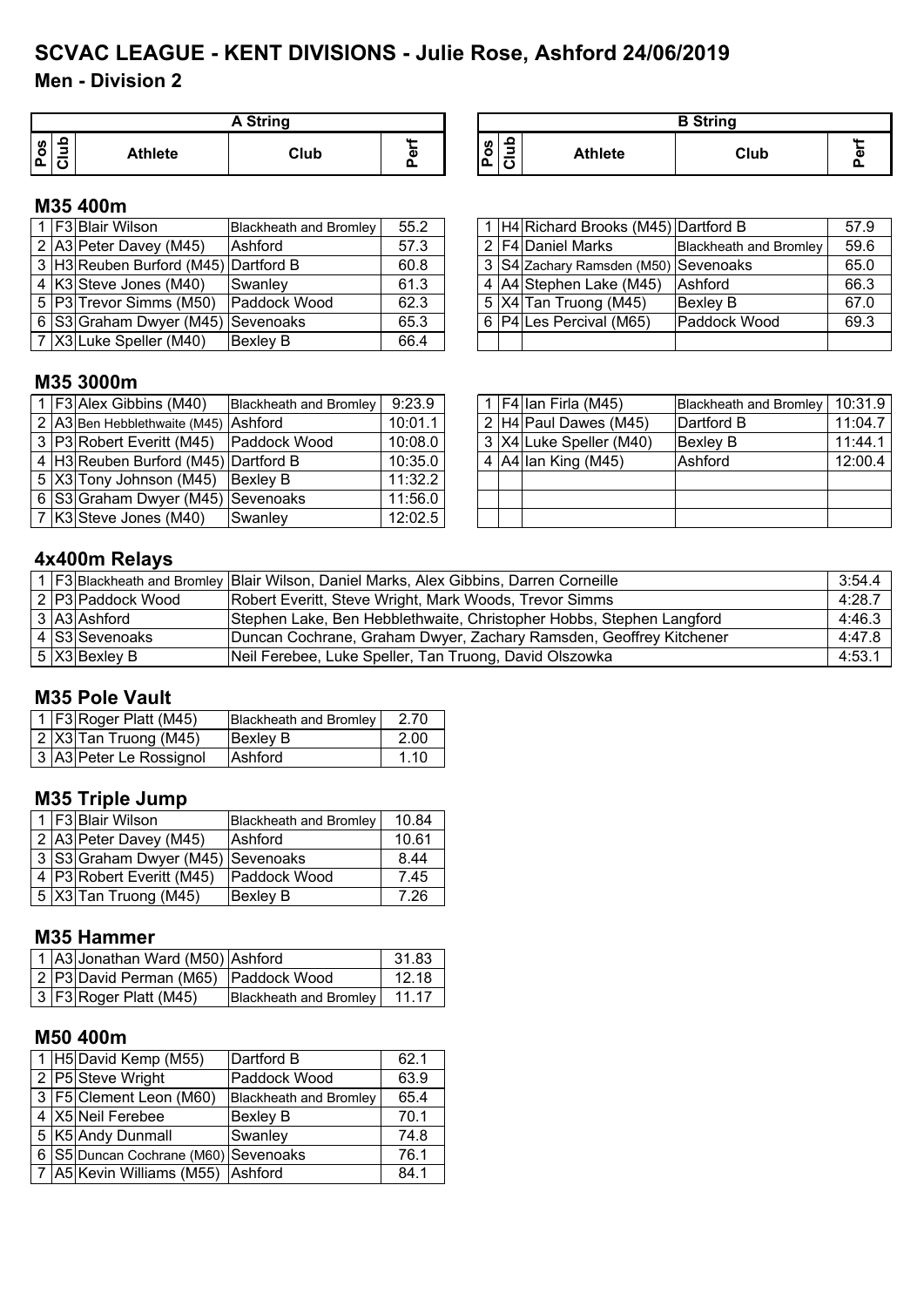# SCVAC LEAGUE - KENT DIVISIONS - Julie Rose, Ashford 24/06/2019

## Men - Division 2

### M35 400m

| A String | | | | | B String | | | | |
|---|---|---|---|---|---|---|---|---|---|
| Pos | Club | Athlete | Club | Perf | Pos | Club | Athlete | Club | Perf |
| 1 | F3 | Blair Wilson | Blackheath and Bromley | 55.2 | 1 | H4 | Richard Brooks (M45) | Dartford B | 57.9 |
| 2 | A3 | Peter Davey (M45) | Ashford | 57.3 | 2 | F4 | Daniel Marks | Blackheath and Bromley | 59.6 |
| 3 | H3 | Reuben Burford (M45) | Dartford B | 60.8 | 3 | S4 | Zachary Ramsden (M50) | Sevenoaks | 65.0 |
| 4 | K3 | Steve Jones (M40) | Swanley | 61.3 | 4 | A4 | Stephen Lake (M45) | Ashford | 66.3 |
| 5 | P3 | Trevor Simms (M50) | Paddock Wood | 62.3 | 5 | X4 | Tan Truong (M45) | Bexley B | 67.0 |
| 6 | S3 | Graham Dwyer (M45) | Sevenoaks | 65.3 | 6 | P4 | Les Percival (M65) | Paddock Wood | 69.3 |
| 7 | X3 | Luke Speller (M40) | Bexley B | 66.4 | | | | | |

### M35 3000m

| Pos | Club | Athlete | Club | Perf | Pos | Club | Athlete | Club | Perf |
|---|---|---|---|---|---|---|---|---|---|
| 1 | F3 | Alex Gibbins (M40) | Blackheath and Bromley | 9:23.9 | 1 | F4 | Ian Firla (M45) | Blackheath and Bromley | 10:31.9 |
| 2 | A3 | Ben Hebblethwaite (M45) | Ashford | 10:01.1 | 2 | H4 | Paul Dawes (M45) | Dartford B | 11:04.7 |
| 3 | P3 | Robert Everitt (M45) | Paddock Wood | 10:08.0 | 3 | X4 | Luke Speller (M40) | Bexley B | 11:44.1 |
| 4 | H3 | Reuben Burford (M45) | Dartford B | 10:35.0 | 4 | A4 | Ian King (M45) | Ashford | 12:00.4 |
| 5 | X3 | Tony Johnson (M45) | Bexley B | 11:32.2 | | | | | |
| 6 | S3 | Graham Dwyer (M45) | Sevenoaks | 11:56.0 | | | | | |
| 7 | K3 | Steve Jones (M40) | Swanley | 12:02.5 | | | | | |

### 4x400m Relays

| Pos | Club | Team | Athletes | Perf |
|---|---|---|---|---|
| 1 | F3 | Blackheath and Bromley | Blair Wilson, Daniel Marks, Alex Gibbins, Darren Corneille | 3:54.4 |
| 2 | P3 | Paddock Wood | Robert Everitt, Steve Wright, Mark Woods, Trevor Simms | 4:28.7 |
| 3 | A3 | Ashford | Stephen Lake, Ben Hebblethwaite, Christopher Hobbs, Stephen Langford | 4:46.3 |
| 4 | S3 | Sevenoaks | Duncan Cochrane, Graham Dwyer, Zachary Ramsden, Geoffrey Kitchener | 4:47.8 |
| 5 | X3 | Bexley B | Neil Ferebee, Luke Speller, Tan Truong, David Olszowka | 4:53.1 |

### M35 Pole Vault

| Pos | Club | Athlete | Club | Perf |
|---|---|---|---|---|
| 1 | F3 | Roger Platt (M45) | Blackheath and Bromley | 2.70 |
| 2 | X3 | Tan Truong (M45) | Bexley B | 2.00 |
| 3 | A3 | Peter Le Rossignol | Ashford | 1.10 |

### M35 Triple Jump

| Pos | Club | Athlete | Club | Perf |
|---|---|---|---|---|
| 1 | F3 | Blair Wilson | Blackheath and Bromley | 10.84 |
| 2 | A3 | Peter Davey (M45) | Ashford | 10.61 |
| 3 | S3 | Graham Dwyer (M45) | Sevenoaks | 8.44 |
| 4 | P3 | Robert Everitt (M45) | Paddock Wood | 7.45 |
| 5 | X3 | Tan Truong (M45) | Bexley B | 7.26 |

### M35 Hammer

| Pos | Club | Athlete | Club | Perf |
|---|---|---|---|---|
| 1 | A3 | Jonathan Ward (M50) | Ashford | 31.83 |
| 2 | P3 | David Perman (M65) | Paddock Wood | 12.18 |
| 3 | F3 | Roger Platt (M45) | Blackheath and Bromley | 11.17 |

### M50 400m

| Pos | Club | Athlete | Club | Perf |
|---|---|---|---|---|
| 1 | H5 | David Kemp (M55) | Dartford B | 62.1 |
| 2 | P5 | Steve Wright | Paddock Wood | 63.9 |
| 3 | F5 | Clement Leon (M60) | Blackheath and Bromley | 65.4 |
| 4 | X5 | Neil Ferebee | Bexley B | 70.1 |
| 5 | K5 | Andy Dunmall | Swanley | 74.8 |
| 6 | S5 | Duncan Cochrane (M60) | Sevenoaks | 76.1 |
| 7 | A5 | Kevin Williams (M55) | Ashford | 84.1 |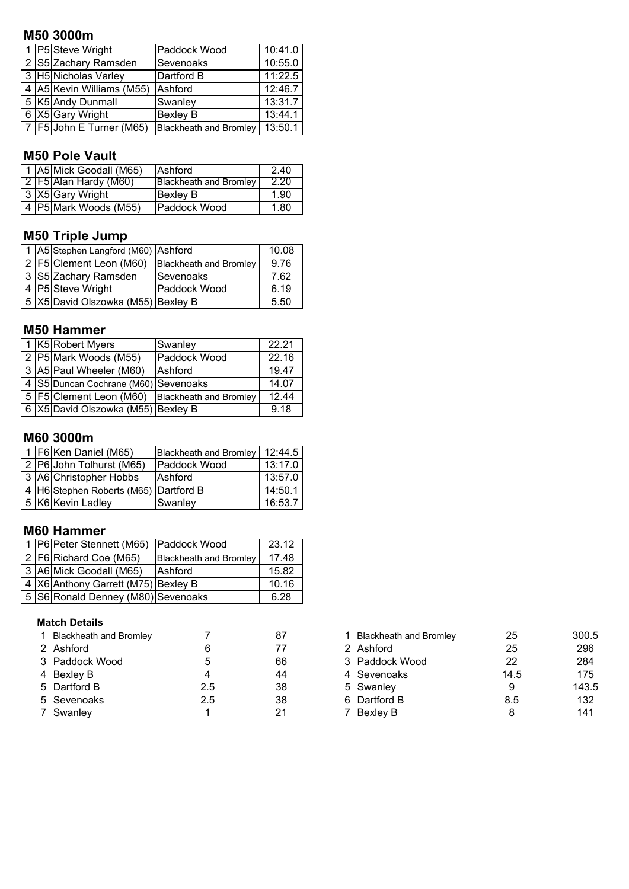## M50 3000m

| | | | | |
|---|---|---|---|---|
| 1 | P5 | Steve Wright | Paddock Wood | 10:41.0 |
| 2 | S5 | Zachary Ramsden | Sevenoaks | 10:55.0 |
| 3 | H5 | Nicholas Varley | Dartford B | 11:22.5 |
| 4 | A5 | Kevin Williams (M55) | Ashford | 12:46.7 |
| 5 | K5 | Andy Dunmall | Swanley | 13:31.7 |
| 6 | X5 | Gary Wright | Bexley B | 13:44.1 |
| 7 | F5 | John E Turner (M65) | Blackheath and Bromley | 13:50.1 |

## M50 Pole Vault

| | | | | |
|---|---|---|---|---|
| 1 | A5 | Mick Goodall (M65) | Ashford | 2.40 |
| 2 | F5 | Alan Hardy (M60) | Blackheath and Bromley | 2.20 |
| 3 | X5 | Gary Wright | Bexley B | 1.90 |
| 4 | P5 | Mark Woods (M55) | Paddock Wood | 1.80 |

## M50 Triple Jump

| | | | | |
|---|---|---|---|---|
| 1 | A5 | Stephen Langford (M60) | Ashford | 10.08 |
| 2 | F5 | Clement Leon (M60) | Blackheath and Bromley | 9.76 |
| 3 | S5 | Zachary Ramsden | Sevenoaks | 7.62 |
| 4 | P5 | Steve Wright | Paddock Wood | 6.19 |
| 5 | X5 | David Olszowka (M55) | Bexley B | 5.50 |

## M50 Hammer

| | | | | |
|---|---|---|---|---|
| 1 | K5 | Robert Myers | Swanley | 22.21 |
| 2 | P5 | Mark Woods (M55) | Paddock Wood | 22.16 |
| 3 | A5 | Paul Wheeler (M60) | Ashford | 19.47 |
| 4 | S5 | Duncan Cochrane (M60) | Sevenoaks | 14.07 |
| 5 | F5 | Clement Leon (M60) | Blackheath and Bromley | 12.44 |
| 6 | X5 | David Olszowka (M55) | Bexley B | 9.18 |

## M60 3000m

| | | | | |
|---|---|---|---|---|
| 1 | F6 | Ken Daniel (M65) | Blackheath and Bromley | 12:44.5 |
| 2 | P6 | John Tolhurst (M65) | Paddock Wood | 13:17.0 |
| 3 | A6 | Christopher Hobbs | Ashford | 13:57.0 |
| 4 | H6 | Stephen Roberts (M65) | Dartford B | 14:50.1 |
| 5 | K6 | Kevin Ladley | Swanley | 16:53.7 |

## M60 Hammer

| | | | | |
|---|---|---|---|---|
| 1 | P6 | Peter Stennett (M65) | Paddock Wood | 23.12 |
| 2 | F6 | Richard Coe (M65) | Blackheath and Bromley | 17.48 |
| 3 | A6 | Mick Goodall (M65) | Ashford | 15.82 |
| 4 | X6 | Anthony Garrett (M75) | Bexley B | 10.16 |
| 5 | S6 | Ronald Denney (M80) | Sevenoaks | 6.28 |

### Match Details

| | | | |
|---|---|---|---|
| 1 | Blackheath and Bromley | 7 | 87 |
| 2 | Ashford | 6 | 77 |
| 3 | Paddock Wood | 5 | 66 |
| 4 | Bexley B | 4 | 44 |
| 5 | Dartford B | 2.5 | 38 |
| 5 | Sevenoaks | 2.5 | 38 |
| 7 | Swanley | 1 | 21 |

| | | | |
|---|---|---|---|
| 1 | Blackheath and Bromley | 25 | 300.5 |
| 2 | Ashford | 25 | 296 |
| 3 | Paddock Wood | 22 | 284 |
| 4 | Sevenoaks | 14.5 | 175 |
| 5 | Swanley | 9 | 143.5 |
| 6 | Dartford B | 8.5 | 132 |
| 7 | Bexley B | 8 | 141 |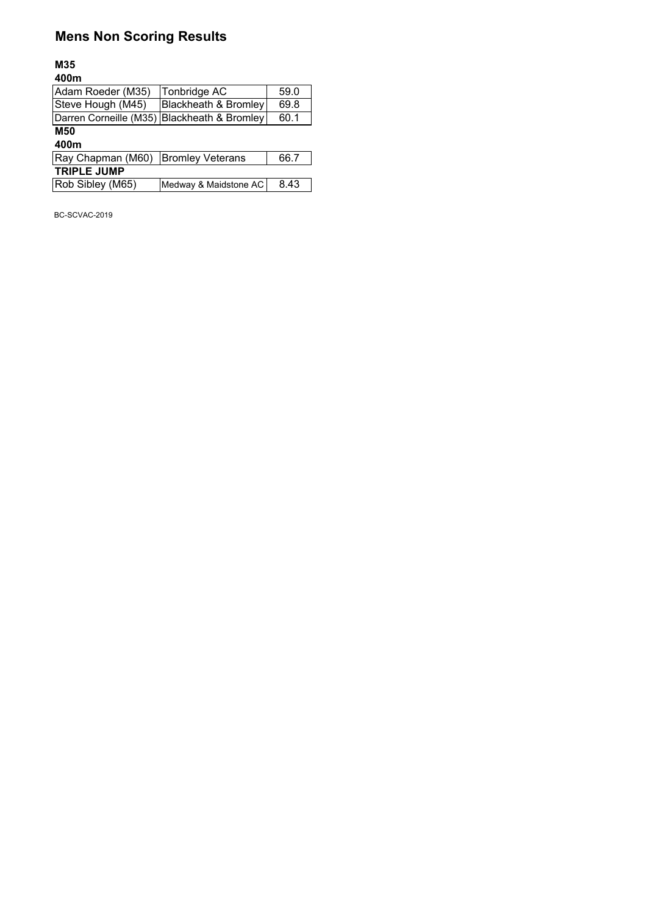# Mens Non Scoring Results

**M35**

**400m**

| | | |
|---|---|---|
| Adam Roeder (M35) | Tonbridge AC | 59.0 |
| Steve Hough (M45) | Blackheath & Bromley | 69.8 |
| Darren Corneille (M35) | Blackheath & Bromley | 60.1 |

**M50**

**400m**

| | | |
|---|---|---|
| Ray Chapman (M60) | Bromley Veterans | 66.7 |

**TRIPLE JUMP**

| | | |
|---|---|---|
| Rob Sibley (M65) | Medway & Maidstone AC | 8.43 |

BC-SCVAC-2019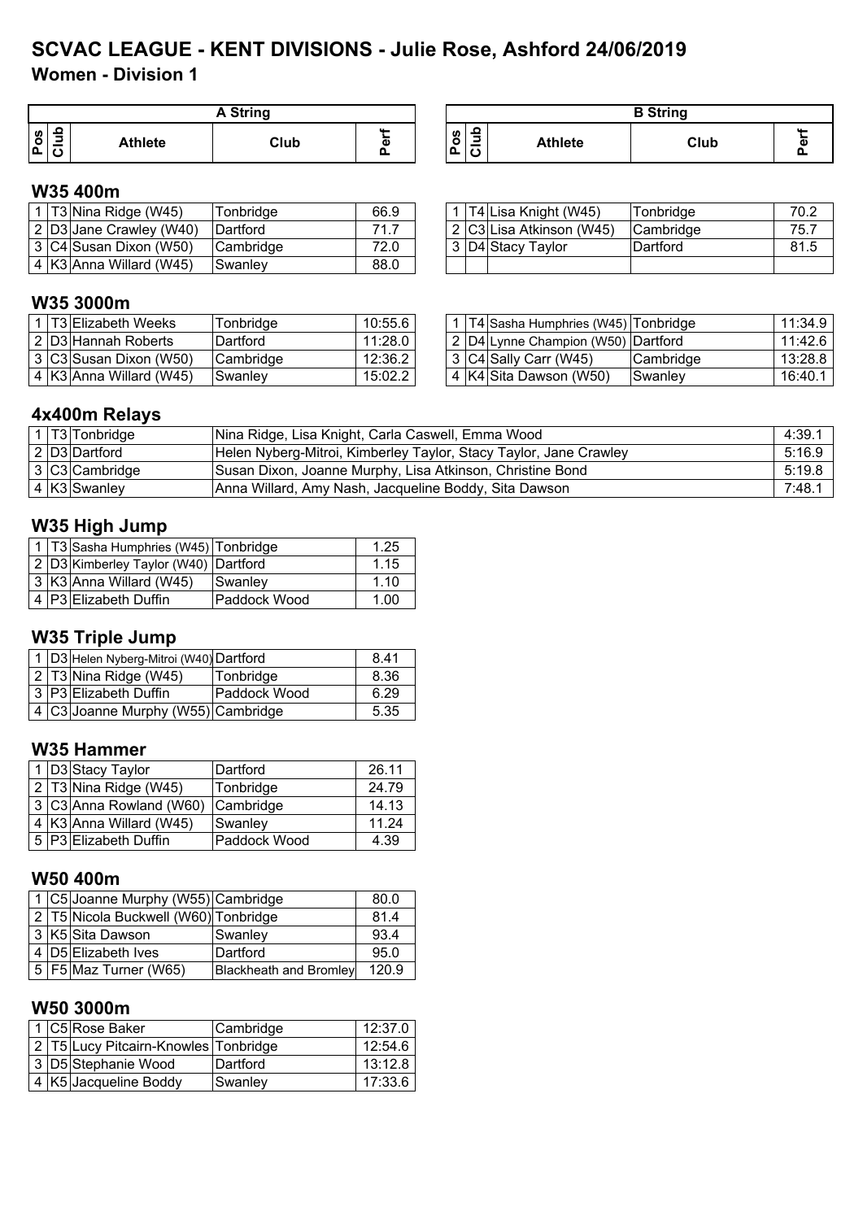# SCVAC LEAGUE - KENT DIVISIONS - Julie Rose, Ashford 24/06/2019

## Women - Division 1

### W35 400m

| A String | | | | | B String | | | | |
|---|---|---|---|---|---|---|---|---|---|
| Pos | Club | Athlete | Club | Perf | Pos | Club | Athlete | Club | Perf |
| 1 | T3 | Nina Ridge (W45) | Tonbridge | 66.9 | 1 | T4 | Lisa Knight (W45) | Tonbridge | 70.2 |
| 2 | D3 | Jane Crawley (W40) | Dartford | 71.7 | 2 | C3 | Lisa Atkinson (W45) | Cambridge | 75.7 |
| 3 | C4 | Susan Dixon (W50) | Cambridge | 72.0 | 3 | D4 | Stacy Taylor | Dartford | 81.5 |
| 4 | K3 | Anna Willard (W45) | Swanley | 88.0 | | | | | |

### W35 3000m

| Pos | Club | Athlete | Club | Perf | Pos | Club | Athlete | Club | Perf |
|---|---|---|---|---|---|---|---|---|---|
| 1 | T3 | Elizabeth Weeks | Tonbridge | 10:55.6 | 1 | T4 | Sasha Humphries (W45) | Tonbridge | 11:34.9 |
| 2 | D3 | Hannah Roberts | Dartford | 11:28.0 | 2 | D4 | Lynne Champion (W50) | Dartford | 11:42.6 |
| 3 | C3 | Susan Dixon (W50) | Cambridge | 12:36.2 | 3 | C4 | Sally Carr (W45) | Cambridge | 13:28.8 |
| 4 | K3 | Anna Willard (W45) | Swanley | 15:02.2 | 4 | K4 | Sita Dawson (W50) | Swanley | 16:40.1 |

### 4x400m Relays

| Pos | Club | Team | Athletes | Perf |
|---|---|---|---|---|
| 1 | T3 | Tonbridge | Nina Ridge, Lisa Knight, Carla Caswell, Emma Wood | 4:39.1 |
| 2 | D3 | Dartford | Helen Nyberg-Mitroi, Kimberley Taylor, Stacy Taylor, Jane Crawley | 5:16.9 |
| 3 | C3 | Cambridge | Susan Dixon, Joanne Murphy, Lisa Atkinson, Christine Bond | 5:19.8 |
| 4 | K3 | Swanley | Anna Willard, Amy Nash, Jacqueline Boddy, Sita Dawson | 7:48.1 |

### W35 High Jump

| Pos | Club | Athlete | Club | Perf |
|---|---|---|---|---|
| 1 | T3 | Sasha Humphries (W45) | Tonbridge | 1.25 |
| 2 | D3 | Kimberley Taylor (W40) | Dartford | 1.15 |
| 3 | K3 | Anna Willard (W45) | Swanley | 1.10 |
| 4 | P3 | Elizabeth Duffin | Paddock Wood | 1.00 |

### W35 Triple Jump

| Pos | Club | Athlete | Club | Perf |
|---|---|---|---|---|
| 1 | D3 | Helen Nyberg-Mitroi (W40) | Dartford | 8.41 |
| 2 | T3 | Nina Ridge (W45) | Tonbridge | 8.36 |
| 3 | P3 | Elizabeth Duffin | Paddock Wood | 6.29 |
| 4 | C3 | Joanne Murphy (W55) | Cambridge | 5.35 |

### W35 Hammer

| Pos | Club | Athlete | Club | Perf |
|---|---|---|---|---|
| 1 | D3 | Stacy Taylor | Dartford | 26.11 |
| 2 | T3 | Nina Ridge (W45) | Tonbridge | 24.79 |
| 3 | C3 | Anna Rowland (W60) | Cambridge | 14.13 |
| 4 | K3 | Anna Willard (W45) | Swanley | 11.24 |
| 5 | P3 | Elizabeth Duffin | Paddock Wood | 4.39 |

### W50 400m

| Pos | Club | Athlete | Club | Perf |
|---|---|---|---|---|
| 1 | C5 | Joanne Murphy (W55) | Cambridge | 80.0 |
| 2 | T5 | Nicola Buckwell (W60) | Tonbridge | 81.4 |
| 3 | K5 | Sita Dawson | Swanley | 93.4 |
| 4 | D5 | Elizabeth Ives | Dartford | 95.0 |
| 5 | F5 | Maz Turner (W65) | Blackheath and Bromley | 120.9 |

### W50 3000m

| Pos | Club | Athlete | Club | Perf |
|---|---|---|---|---|
| 1 | C5 | Rose Baker | Cambridge | 12:37.0 |
| 2 | T5 | Lucy Pitcairn-Knowles | Tonbridge | 12:54.6 |
| 3 | D5 | Stephanie Wood | Dartford | 13:12.8 |
| 4 | K5 | Jacqueline Boddy | Swanley | 17:33.6 |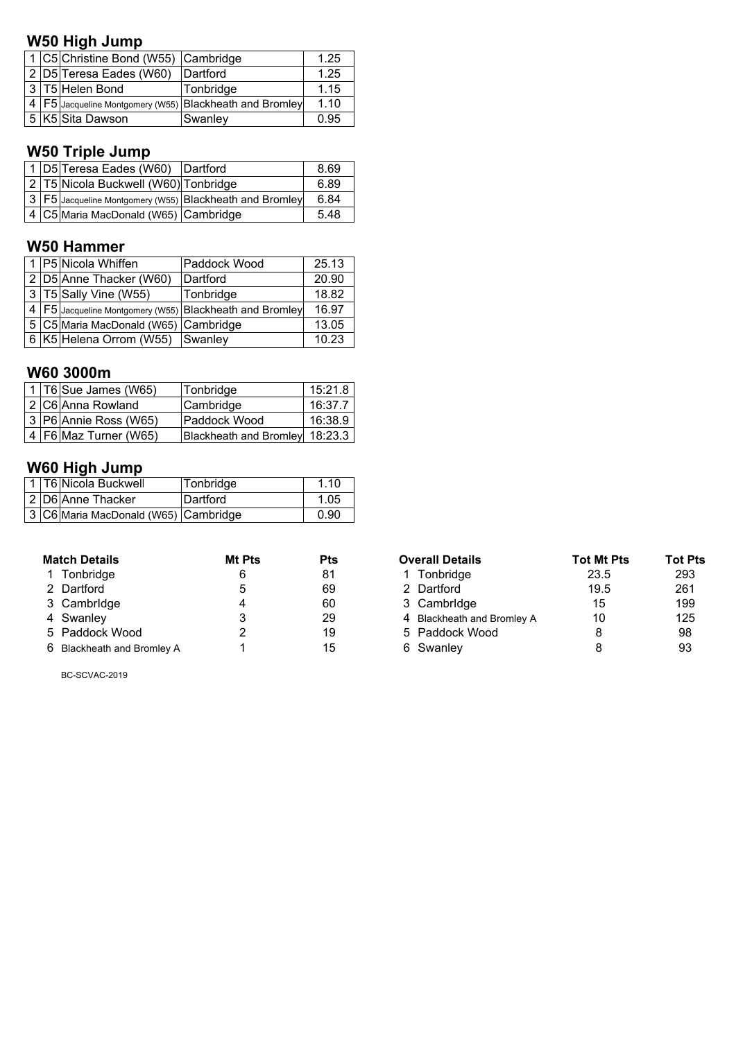## W50 High Jump

| | | | | |
|---|---|---|---|---|
| 1 | C5 | Christine Bond (W55) | Cambridge | 1.25 |
| 2 | D5 | Teresa Eades (W60) | Dartford | 1.25 |
| 3 | T5 | Helen Bond | Tonbridge | 1.15 |
| 4 | F5 | Jacqueline Montgomery (W55) | Blackheath and Bromley | 1.10 |
| 5 | K5 | Sita Dawson | Swanley | 0.95 |

## W50 Triple Jump

| | | | | |
|---|---|---|---|---|
| 1 | D5 | Teresa Eades (W60) | Dartford | 8.69 |
| 2 | T5 | Nicola Buckwell (W60) | Tonbridge | 6.89 |
| 3 | F5 | Jacqueline Montgomery (W55) | Blackheath and Bromley | 6.84 |
| 4 | C5 | Maria MacDonald (W65) | Cambridge | 5.48 |

## W50 Hammer

| | | | | |
|---|---|---|---|---|
| 1 | P5 | Nicola Whiffen | Paddock Wood | 25.13 |
| 2 | D5 | Anne Thacker (W60) | Dartford | 20.90 |
| 3 | T5 | Sally Vine (W55) | Tonbridge | 18.82 |
| 4 | F5 | Jacqueline Montgomery (W55) | Blackheath and Bromley | 16.97 |
| 5 | C5 | Maria MacDonald (W65) | Cambridge | 13.05 |
| 6 | K5 | Helena Orrom (W55) | Swanley | 10.23 |

## W60 3000m

| | | | | |
|---|---|---|---|---|
| 1 | T6 | Sue James (W65) | Tonbridge | 15:21.8 |
| 2 | C6 | Anna Rowland | Cambridge | 16:37.7 |
| 3 | P6 | Annie Ross (W65) | Paddock Wood | 16:38.9 |
| 4 | F6 | Maz Turner (W65) | Blackheath and Bromley | 18:23.3 |

## W60 High Jump

| | | | | |
|---|---|---|---|---|
| 1 | T6 | Nicola Buckwell | Tonbridge | 1.10 |
| 2 | D6 | Anne Thacker | Dartford | 1.05 |
| 3 | C6 | Maria MacDonald (W65) | Cambridge | 0.90 |

| Match Details | Mt Pts | Pts |
|---|---|---|
| 1 Tonbridge | 6 | 81 |
| 2 Dartford | 5 | 69 |
| 3 CambrIdge | 4 | 60 |
| 4 Swanley | 3 | 29 |
| 5 Paddock Wood | 2 | 19 |
| 6 Blackheath and Bromley A | 1 | 15 |

| Overall Details | Tot Mt Pts | Tot Pts |
|---|---|---|
| 1 Tonbridge | 23.5 | 293 |
| 2 Dartford | 19.5 | 261 |
| 3 CambrIdge | 15 | 199 |
| 4 Blackheath and Bromley A | 10 | 125 |
| 5 Paddock Wood | 8 | 98 |
| 6 Swanley | 8 | 93 |

BC-SCVAC-2019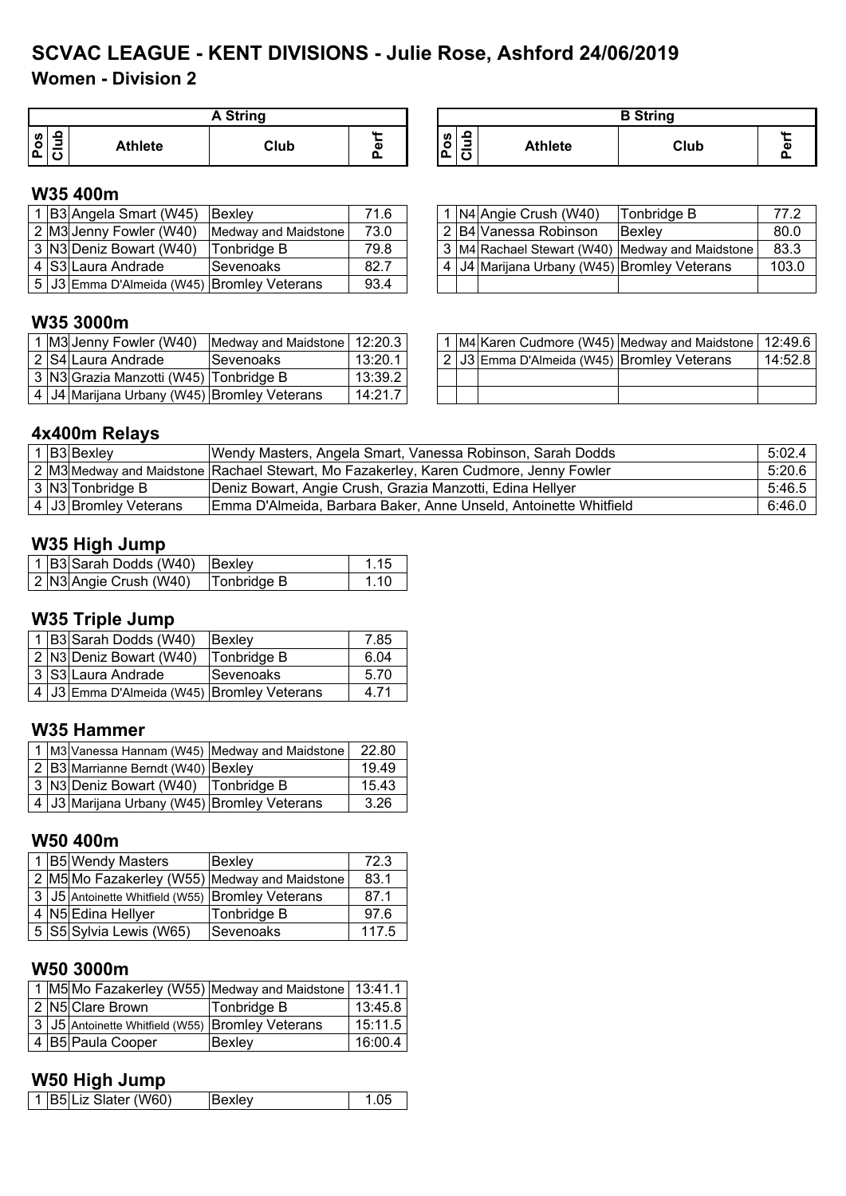# SCVAC LEAGUE - KENT DIVISIONS - Julie Rose, Ashford 24/06/2019

## Women - Division 2

### W35 400m

**A String**

| Pos | Club | Athlete | Club | Perf |
|---|---|---|---|---|
| 1 | B3 | Angela Smart (W45) | Bexley | 71.6 |
| 2 | M3 | Jenny Fowler (W40) | Medway and Maidstone | 73.0 |
| 3 | N3 | Deniz Bowart (W40) | Tonbridge B | 79.8 |
| 4 | S3 | Laura Andrade | Sevenoaks | 82.7 |
| 5 | J3 | Emma D'Almeida (W45) | Bromley Veterans | 93.4 |

**B String**

| Pos | Club | Athlete | Club | Perf |
|---|---|---|---|---|
| 1 | N4 | Angie Crush (W40) | Tonbridge B | 77.2 |
| 2 | B4 | Vanessa Robinson | Bexley | 80.0 |
| 3 | M4 | Rachael Stewart (W40) | Medway and Maidstone | 83.3 |
| 4 | J4 | Marijana Urbany (W45) | Bromley Veterans | 103.0 |

### W35 3000m

**A String**

| Pos | Club | Athlete | Club | Perf |
|---|---|---|---|---|
| 1 | M3 | Jenny Fowler (W40) | Medway and Maidstone | 12:20.3 |
| 2 | S4 | Laura Andrade | Sevenoaks | 13:20.1 |
| 3 | N3 | Grazia Manzotti (W45) | Tonbridge B | 13:39.2 |
| 4 | J4 | Marijana Urbany (W45) | Bromley Veterans | 14:21.7 |

**B String**

| Pos | Club | Athlete | Club | Perf |
|---|---|---|---|---|
| 1 | M4 | Karen Cudmore (W45) | Medway and Maidstone | 12:49.6 |
| 2 | J3 | Emma D'Almeida (W45) | Bromley Veterans | 14:52.8 |

### 4x400m Relays

| Pos | Club | Team | Athletes | Perf |
|---|---|---|---|---|
| 1 | B3 | Bexley | Wendy Masters, Angela Smart, Vanessa Robinson, Sarah Dodds | 5:02.4 |
| 2 | M3 | Medway and Maidstone | Rachael Stewart, Mo Fazakerley, Karen Cudmore, Jenny Fowler | 5:20.6 |
| 3 | N3 | Tonbridge B | Deniz Bowart, Angie Crush, Grazia Manzotti, Edina Hellyer | 5:46.5 |
| 4 | J3 | Bromley Veterans | Emma D'Almeida, Barbara Baker, Anne Unseld, Antoinette Whitfield | 6:46.0 |

### W35 High Jump

| Pos | Club | Athlete | Club | Perf |
|---|---|---|---|---|
| 1 | B3 | Sarah Dodds (W40) | Bexley | 1.15 |
| 2 | N3 | Angie Crush (W40) | Tonbridge B | 1.10 |

### W35 Triple Jump

| Pos | Club | Athlete | Club | Perf |
|---|---|---|---|---|
| 1 | B3 | Sarah Dodds (W40) | Bexley | 7.85 |
| 2 | N3 | Deniz Bowart (W40) | Tonbridge B | 6.04 |
| 3 | S3 | Laura Andrade | Sevenoaks | 5.70 |
| 4 | J3 | Emma D'Almeida (W45) | Bromley Veterans | 4.71 |

### W35 Hammer

| Pos | Club | Athlete | Club | Perf |
|---|---|---|---|---|
| 1 | M3 | Vanessa Hannam (W45) | Medway and Maidstone | 22.80 |
| 2 | B3 | Marrianne Berndt (W40) | Bexley | 19.49 |
| 3 | N3 | Deniz Bowart (W40) | Tonbridge B | 15.43 |
| 4 | J3 | Marijana Urbany (W45) | Bromley Veterans | 3.26 |

### W50 400m

| Pos | Club | Athlete | Club | Perf |
|---|---|---|---|---|
| 1 | B5 | Wendy Masters | Bexley | 72.3 |
| 2 | M5 | Mo Fazakerley (W55) | Medway and Maidstone | 83.1 |
| 3 | J5 | Antoinette Whitfield (W55) | Bromley Veterans | 87.1 |
| 4 | N5 | Edina Hellyer | Tonbridge B | 97.6 |
| 5 | S5 | Sylvia Lewis (W65) | Sevenoaks | 117.5 |

### W50 3000m

| Pos | Club | Athlete | Club | Perf |
|---|---|---|---|---|
| 1 | M5 | Mo Fazakerley (W55) | Medway and Maidstone | 13:41.1 |
| 2 | N5 | Clare Brown | Tonbridge B | 13:45.8 |
| 3 | J5 | Antoinette Whitfield (W55) | Bromley Veterans | 15:11.5 |
| 4 | B5 | Paula Cooper | Bexley | 16:00.4 |

### W50 High Jump

| Pos | Club | Athlete | Club | Perf |
|---|---|---|---|---|
| 1 | B5 | Liz Slater (W60) | Bexley | 1.05 |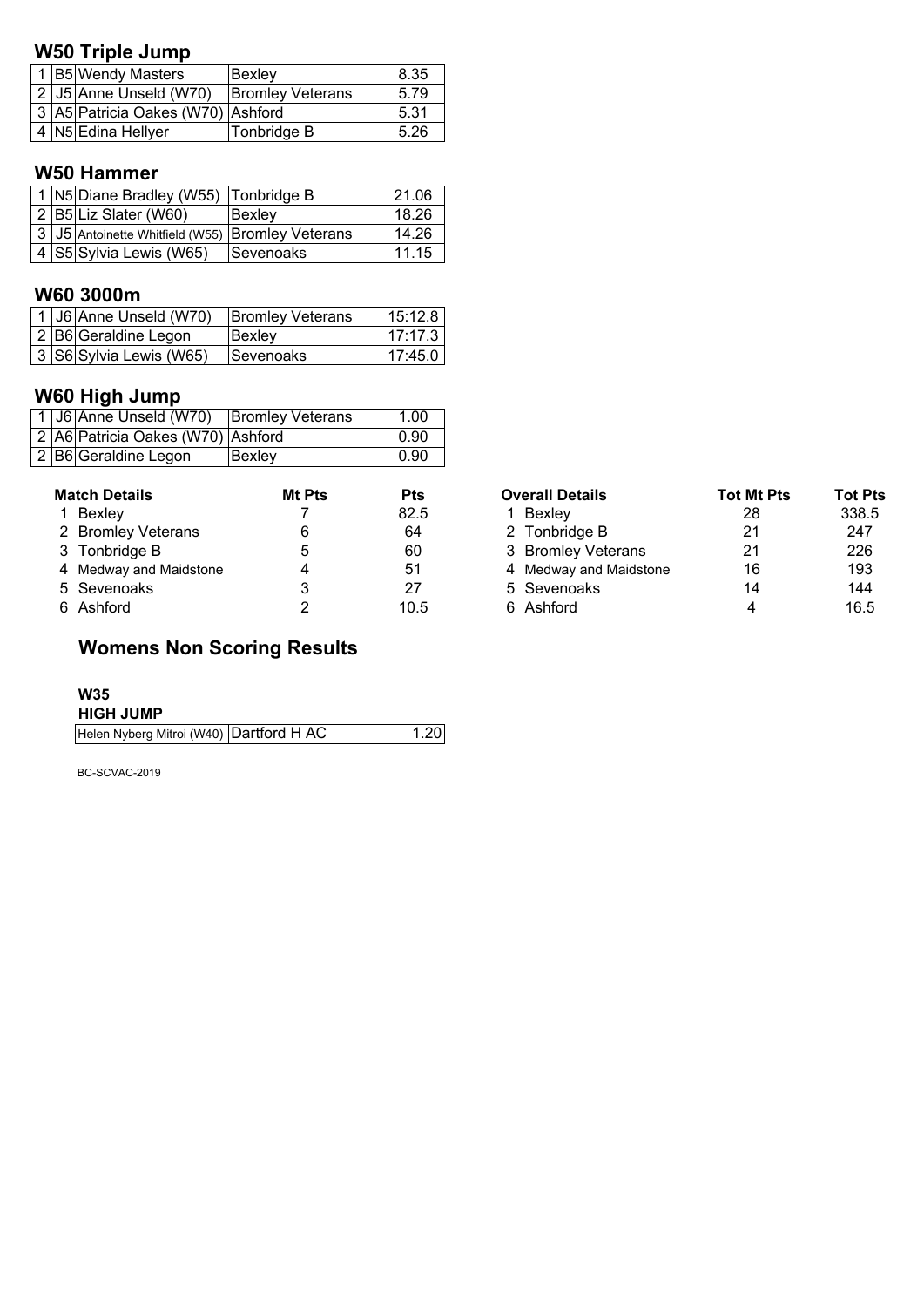## W50 Triple Jump

| | | | | |
|---|---|---|---|---|
| 1 | B5 | Wendy Masters | Bexley | 8.35 |
| 2 | J5 | Anne Unseld (W70) | Bromley Veterans | 5.79 |
| 3 | A5 | Patricia Oakes (W70) | Ashford | 5.31 |
| 4 | N5 | Edina Hellyer | Tonbridge B | 5.26 |

## W50 Hammer

| | | | | |
|---|---|---|---|---|
| 1 | N5 | Diane Bradley (W55) | Tonbridge B | 21.06 |
| 2 | B5 | Liz Slater (W60) | Bexley | 18.26 |
| 3 | J5 | Antoinette Whitfield (W55) | Bromley Veterans | 14.26 |
| 4 | S5 | Sylvia Lewis (W65) | Sevenoaks | 11.15 |

## W60 3000m

| | | | | |
|---|---|---|---|---|
| 1 | J6 | Anne Unseld (W70) | Bromley Veterans | 15:12.8 |
| 2 | B6 | Geraldine Legon | Bexley | 17:17.3 |
| 3 | S6 | Sylvia Lewis (W65) | Sevenoaks | 17:45.0 |

## W60 High Jump

| | | | | |
|---|---|---|---|---|
| 1 | J6 | Anne Unseld (W70) | Bromley Veterans | 1.00 |
| 2 | A6 | Patricia Oakes (W70) | Ashford | 0.90 |
| 2 | B6 | Geraldine Legon | Bexley | 0.90 |

| | Match Details | Mt Pts | Pts |
|---|---|---|---|
| 1 | Bexley | 7 | 82.5 |
| 2 | Bromley Veterans | 6 | 64 |
| 3 | Tonbridge B | 5 | 60 |
| 4 | Medway and Maidstone | 4 | 51 |
| 5 | Sevenoaks | 3 | 27 |
| 6 | Ashford | 2 | 10.5 |

| | Overall Details | Tot Mt Pts | Tot Pts |
|---|---|---|---|
| 1 | Bexley | 28 | 338.5 |
| 2 | Tonbridge B | 21 | 247 |
| 3 | Bromley Veterans | 21 | 226 |
| 4 | Medway and Maidstone | 16 | 193 |
| 5 | Sevenoaks | 14 | 144 |
| 6 | Ashford | 4 | 16.5 |

## Womens Non Scoring Results

**W35**

**HIGH JUMP**

| | | |
|---|---|---|
| Helen Nyberg Mitroi (W40) | Dartford H AC | 1.20 |

BC-SCVAC-2019